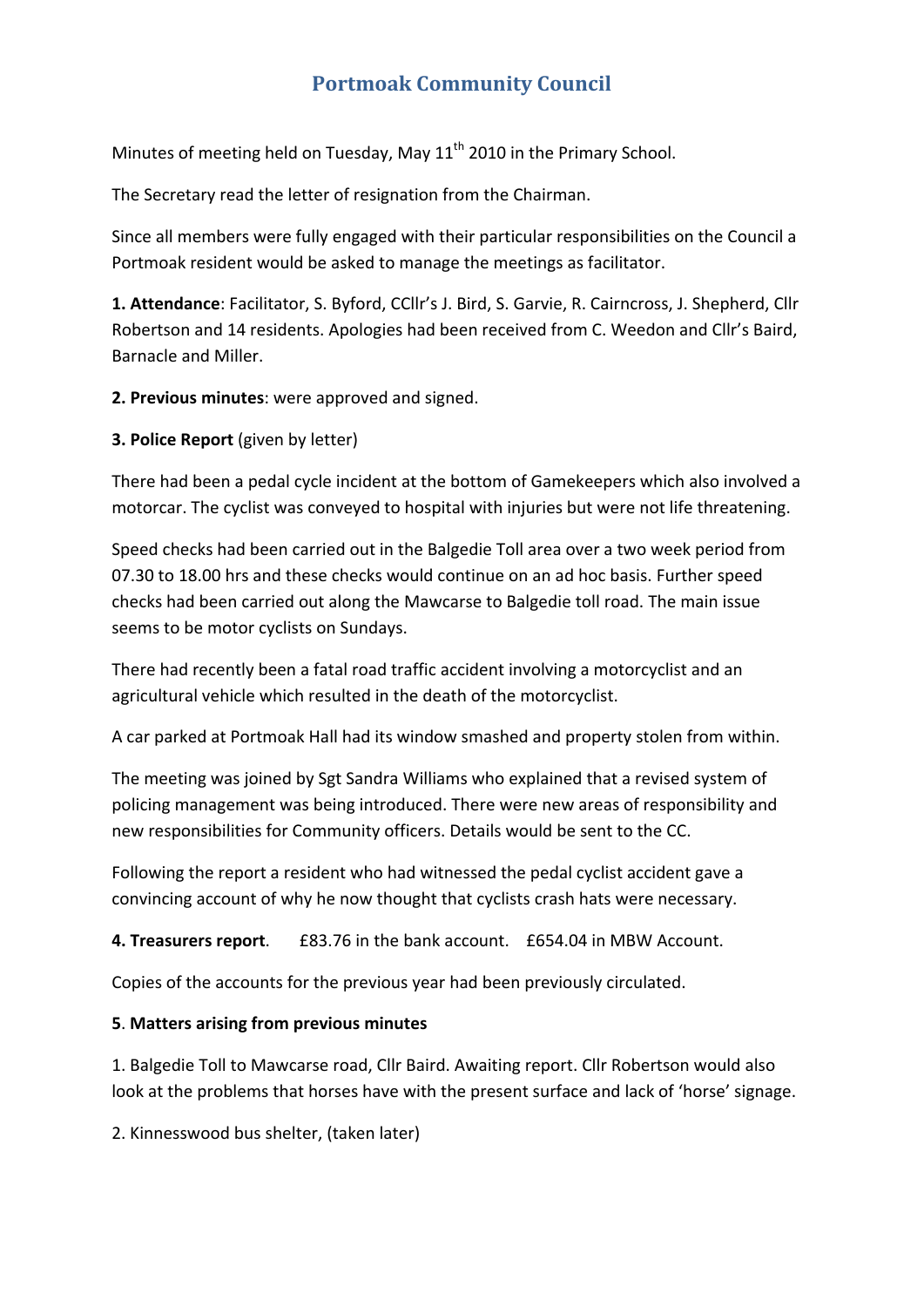# Portmoak Community Council

Minutes of meeting held on Tuesday, May 11th 2010 in the Primary School.

The Secretary read the letter of resignation from the Chairman.

Since all members were fully engaged with their particular responsibilities on the Council a Portmoak resident would be asked to manage the meetings as facilitator.

**1. Attendance**: Facilitator, S. Byford, CCllr's J. Bird, S. Garvie, R. Cairncross, J. Shepherd, Cllr Robertson and 14 residents. Apologies had been received from C. Weedon and Cllr's Baird, Barnacle and Miller.

**2. Previous minutes**: were approved and signed.

**3. Police Report** (given by letter)

There had been a pedal cycle incident at the bottom of Gamekeepers which also involved a motorcar. The cyclist was conveyed to hospital with injuries but were not life threatening.

Speed checks had been carried out in the Balgedie Toll area over a two week period from 07.30 to 18.00 hrs and these checks would continue on an ad hoc basis. Further speed checks had been carried out along the Mawcarse to Balgedie toll road. The main issue seems to be motor cyclists on Sundays.

There had recently been a fatal road traffic accident involving a motorcyclist and an agricultural vehicle which resulted in the death of the motorcyclist.

A car parked at Portmoak Hall had its window smashed and property stolen from within.

The meeting was joined by Sgt Sandra Williams who explained that a revised system of policing management was being introduced. There were new areas of responsibility and new responsibilities for Community officers. Details would be sent to the CC.

Following the report a resident who had witnessed the pedal cyclist accident gave a convincing account of why he now thought that cyclists crash hats were necessary.

**4. Treasurers report**. £83.76 in the bank account. £654.04 in MBW Account.

Copies of the accounts for the previous year had been previously circulated.

**5**. **Matters arising from previous minutes**

1. Balgedie Toll to Mawcarse road, Cllr Baird. Awaiting report. Cllr Robertson would also look at the problems that horses have with the present surface and lack of 'horse' signage.

2. Kinnesswood bus shelter, (taken later)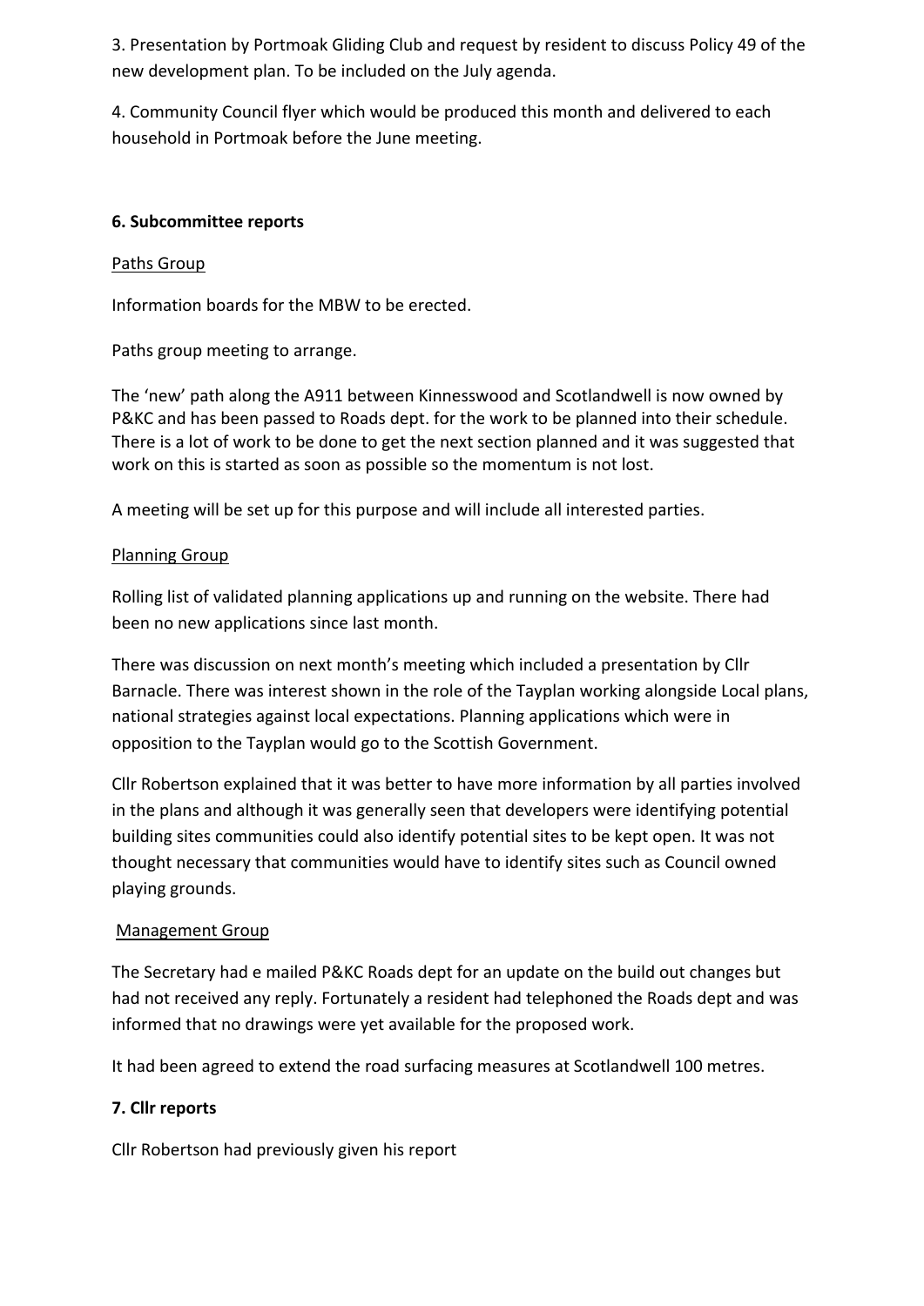3. Presentation by Portmoak Gliding Club and request by resident to discuss Policy 49 of the new development plan. To be included on the July agenda.

4. Community Council flyer which would be produced this month and delivered to each household in Portmoak before the June meeting.

**6. Subcommittee reports**

Paths Group

Information boards for the MBW to be erected.

Paths group meeting to arrange.

The 'new' path along the A911 between Kinnesswood and Scotlandwell is now owned by P&KC and has been passed to Roads dept. for the work to be planned into their schedule. There is a lot of work to be done to get the next section planned and it was suggested that work on this is started as soon as possible so the momentum is not lost.

A meeting will be set up for this purpose and will include all interested parties.

Planning Group

Rolling list of validated planning applications up and running on the website. There had been no new applications since last month.

There was discussion on next month's meeting which included a presentation by Cllr Barnacle. There was interest shown in the role of the Tayplan working alongside Local plans, national strategies against local expectations. Planning applications which were in opposition to the Tayplan would go to the Scottish Government.

Cllr Robertson explained that it was better to have more information by all parties involved in the plans and although it was generally seen that developers were identifying potential building sites communities could also identify potential sites to be kept open. It was not thought necessary that communities would have to identify sites such as Council owned playing grounds.

Management Group

The Secretary had e mailed P&KC Roads dept for an update on the build out changes but had not received any reply. Fortunately a resident had telephoned the Roads dept and was informed that no drawings were yet available for the proposed work.

It had been agreed to extend the road surfacing measures at Scotlandwell 100 metres.

**7. Cllr reports**

Cllr Robertson had previously given his report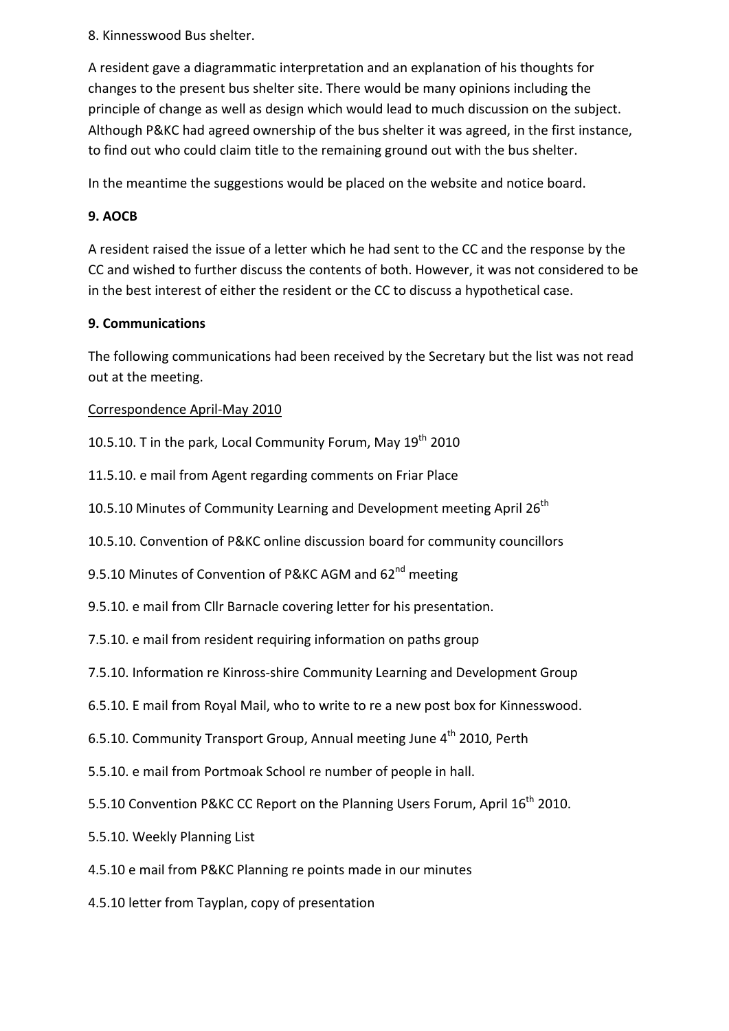8. Kinnesswood Bus shelter.

A resident gave a diagrammatic interpretation and an explanation of his thoughts for changes to the present bus shelter site. There would be many opinions including the principle of change as well as design which would lead to much discussion on the subject. Although P&KC had agreed ownership of the bus shelter it was agreed, in the first instance, to find out who could claim title to the remaining ground out with the bus shelter.

In the meantime the suggestions would be placed on the website and notice board.

**9. AOCB**

A resident raised the issue of a letter which he had sent to the CC and the response by the CC and wished to further discuss the contents of both. However, it was not considered to be in the best interest of either the resident or the CC to discuss a hypothetical case.

**9. Communications**

The following communications had been received by the Secretary but the list was not read out at the meeting.

<u>Correspondence April-May 2010</u>

10.5.10. T in the park, Local Community Forum, May 19th 2010

11.5.10. e mail from Agent regarding comments on Friar Place

10.5.10 Minutes of Community Learning and Development meeting April 26th

10.5.10. Convention of P&KC online discussion board for community councillors

9.5.10 Minutes of Convention of P&KC AGM and 62nd meeting

9.5.10. e mail from Cllr Barnacle covering letter for his presentation.

7.5.10. e mail from resident requiring information on paths group

7.5.10. Information re Kinross-shire Community Learning and Development Group

6.5.10. E mail from Royal Mail, who to write to re a new post box for Kinnesswood.

6.5.10. Community Transport Group, Annual meeting June 4th 2010, Perth

5.5.10. e mail from Portmoak School re number of people in hall.

5.5.10 Convention P&KC CC Report on the Planning Users Forum, April 16th 2010.

5.5.10. Weekly Planning List

4.5.10 e mail from P&KC Planning re points made in our minutes

4.5.10 letter from Tayplan, copy of presentation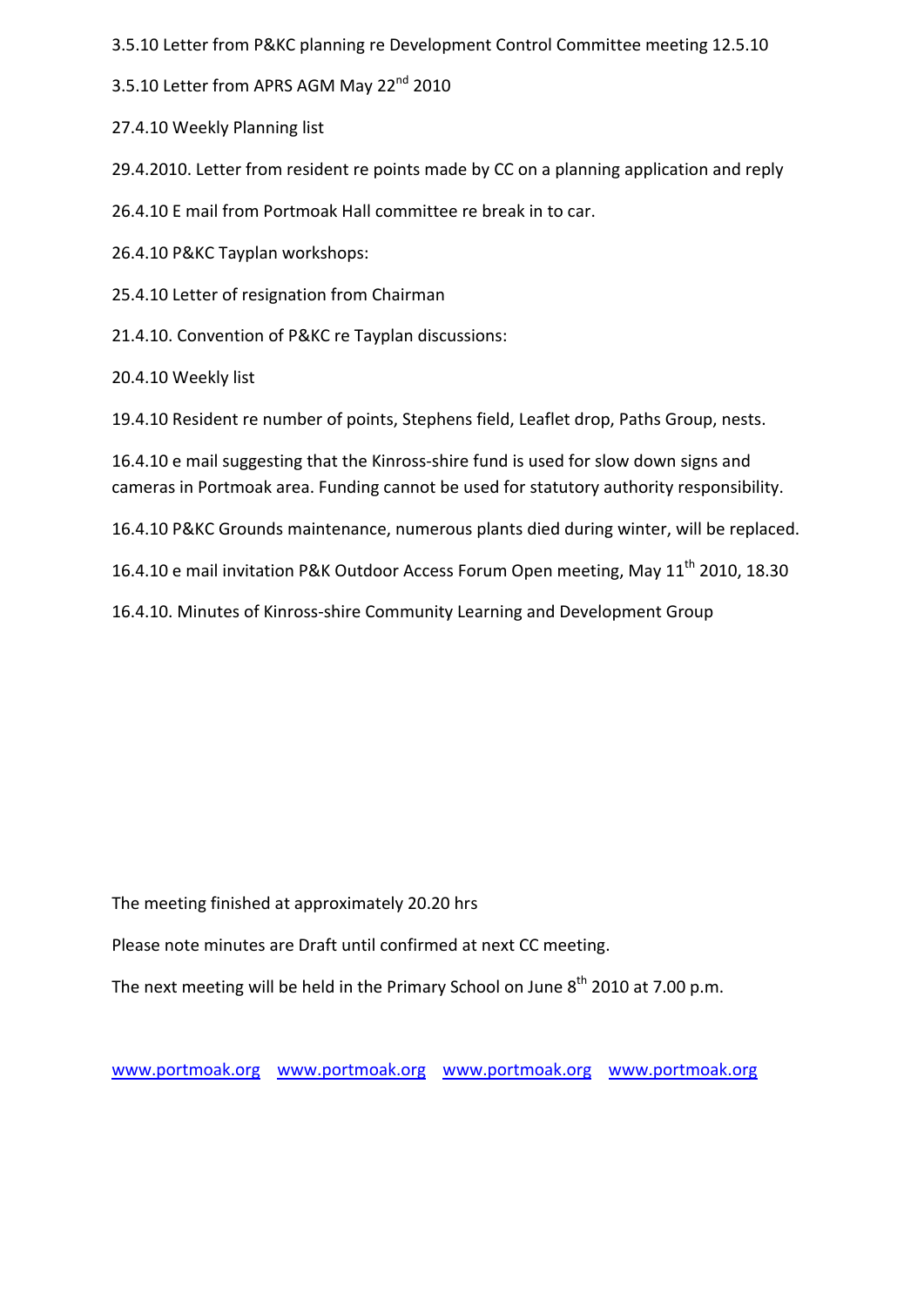3.5.10 Letter from P&KC planning re Development Control Committee meeting 12.5.10

3.5.10 Letter from APRS AGM May 22nd 2010

27.4.10 Weekly Planning list

29.4.2010. Letter from resident re points made by CC on a planning application and reply

26.4.10 E mail from Portmoak Hall committee re break in to car.

26.4.10 P&KC Tayplan workshops:

25.4.10 Letter of resignation from Chairman

21.4.10. Convention of P&KC re Tayplan discussions:

20.4.10 Weekly list

19.4.10 Resident re number of points, Stephens field, Leaflet drop, Paths Group, nests.

16.4.10 e mail suggesting that the Kinross-shire fund is used for slow down signs and cameras in Portmoak area. Funding cannot be used for statutory authority responsibility.

16.4.10 P&KC Grounds maintenance, numerous plants died during winter, will be replaced.

16.4.10 e mail invitation P&K Outdoor Access Forum Open meeting, May 11th 2010, 18.30

16.4.10. Minutes of Kinross-shire Community Learning and Development Group

The meeting finished at approximately 20.20 hrs

Please note minutes are Draft until confirmed at next CC meeting.

The next meeting will be held in the Primary School on June 8th 2010 at 7.00 p.m.

www.portmoak.org www.portmoak.org www.portmoak.org www.portmoak.org